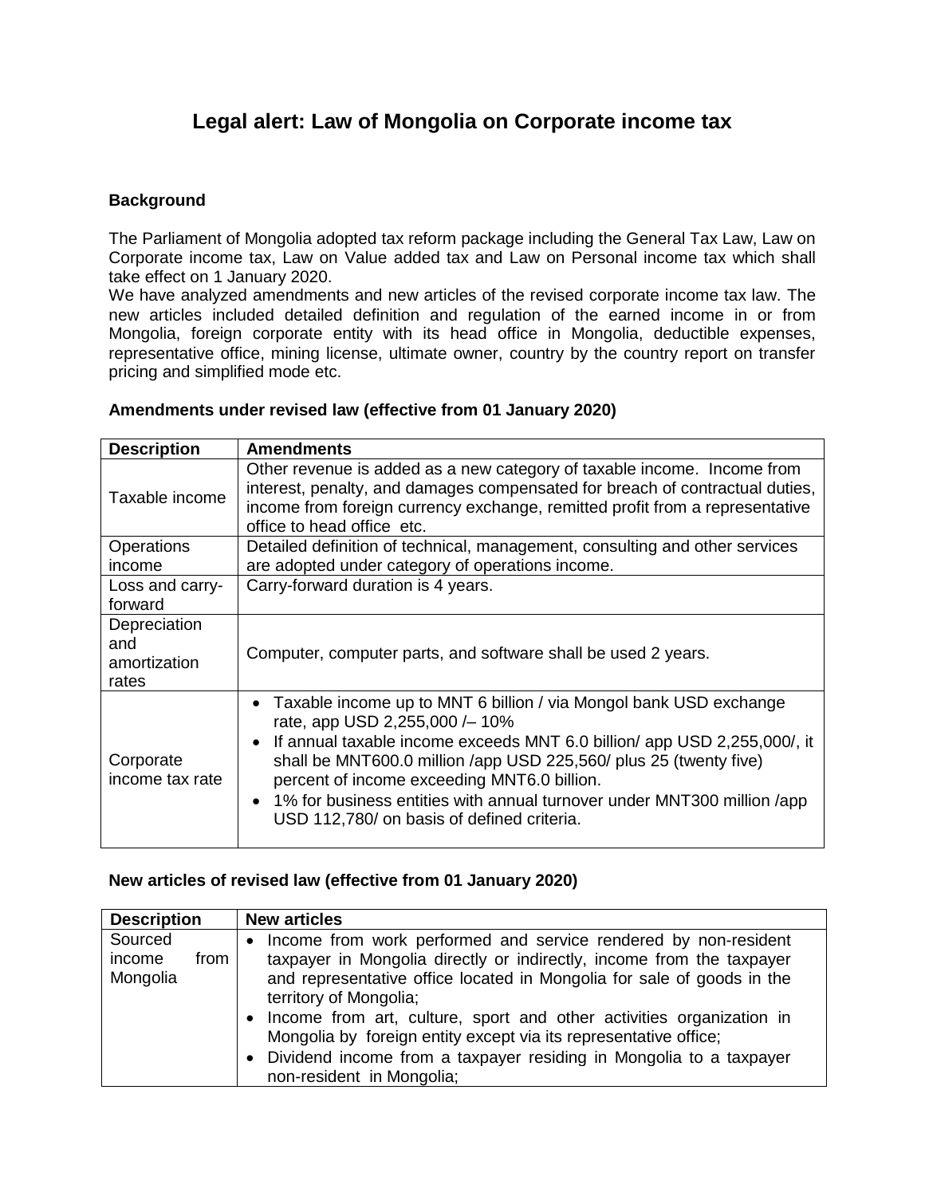# Legal alert: Law of Mongolia on Corporate income tax

**Background**

The Parliament of Mongolia adopted tax reform package including the General Tax Law, Law on Corporate income tax, Law on Value added tax and Law on Personal income tax which shall take effect on 1 January 2020.

We have analyzed amendments and new articles of the revised corporate income tax law. The new articles included detailed definition and regulation of the earned income in or from Mongolia, foreign corporate entity with its head office in Mongolia, deductible expenses, representative office, mining license, ultimate owner, country by the country report on transfer pricing and simplified mode etc.

**Amendments under revised law (effective from 01 January 2020)**

| Description | Amendments |
|---|---|
| Taxable income | Other revenue is added as a new category of taxable income. Income from interest, penalty, and damages compensated for breach of contractual duties, income from foreign currency exchange, remitted profit from a representative office to head office etc. |
| Operations income | Detailed definition of technical, management, consulting and other services are adopted under category of operations income. |
| Loss and carry-forward | Carry-forward duration is 4 years. |
| Depreciation and amortization rates | Computer, computer parts, and software shall be used 2 years. |
| Corporate income tax rate | • Taxable income up to MNT 6 billion / via Mongol bank USD exchange rate, app USD 2,255,000 /– 10%<br>• If annual taxable income exceeds MNT 6.0 billion/ app USD 2,255,000/, it shall be MNT600.0 million /app USD 225,560/ plus 25 (twenty five) percent of income exceeding MNT6.0 billion.<br>• 1% for business entities with annual turnover under MNT300 million /app USD 112,780/ on basis of defined criteria. |

**New articles of revised law (effective from 01 January 2020)**

| Description | New articles |
|---|---|
| Sourced income from Mongolia | • Income from work performed and service rendered by non-resident taxpayer in Mongolia directly or indirectly, income from the taxpayer and representative office located in Mongolia for sale of goods in the territory of Mongolia;<br>• Income from art, culture, sport and other activities organization in Mongolia by foreign entity except via its representative office;<br>• Dividend income from a taxpayer residing in Mongolia to a taxpayer non-resident in Mongolia; |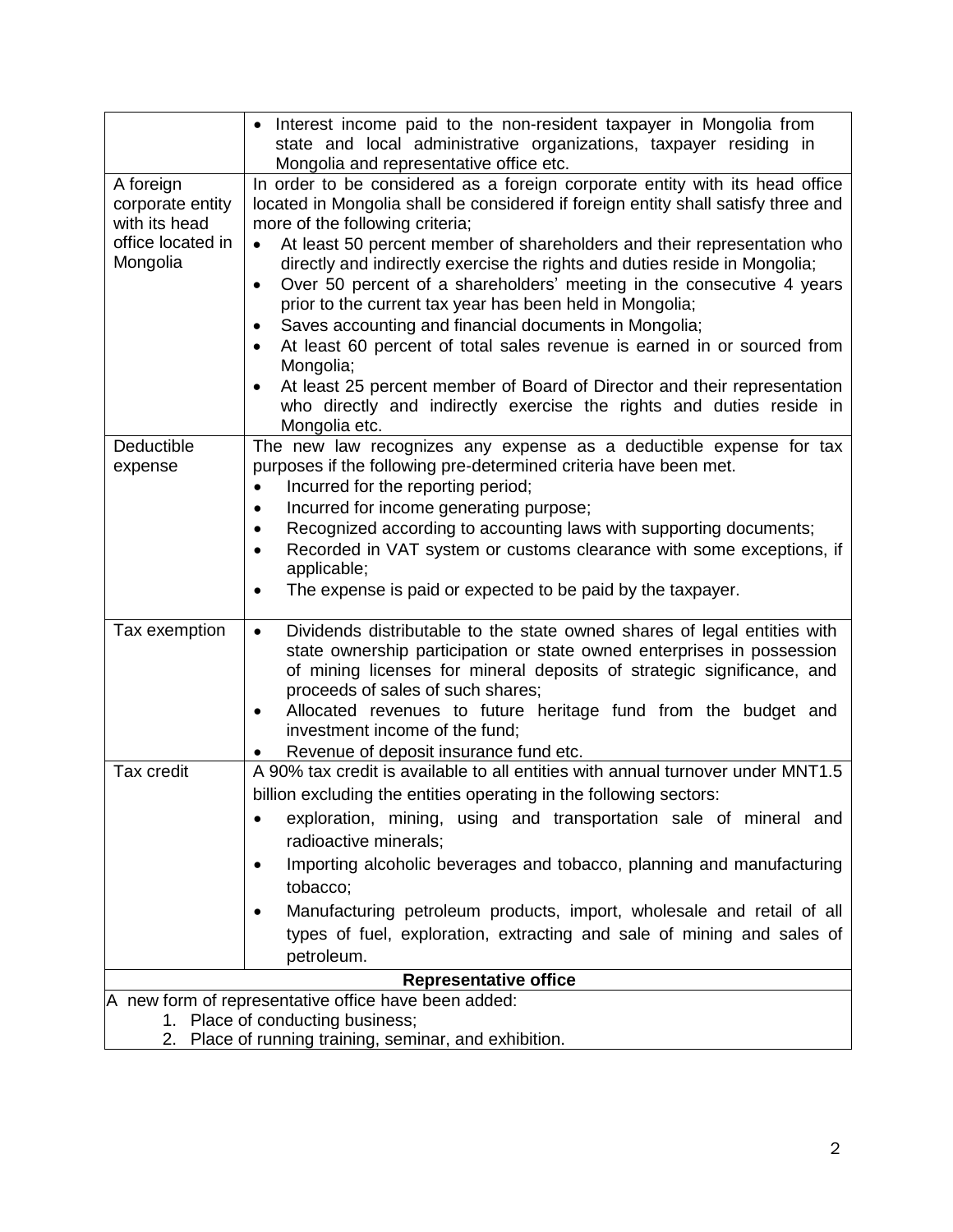| | |
|---|---|
| | • Interest income paid to the non-resident taxpayer in Mongolia from state and local administrative organizations, taxpayer residing in Mongolia and representative office etc. |
| A foreign corporate entity with its head office located in Mongolia | In order to be considered as a foreign corporate entity with its head office located in Mongolia shall be considered if foreign entity shall satisfy three and more of the following criteria;<br>• At least 50 percent member of shareholders and their representation who directly and indirectly exercise the rights and duties reside in Mongolia;<br>• Over 50 percent of a shareholders' meeting in the consecutive 4 years prior to the current tax year has been held in Mongolia;<br>• Saves accounting and financial documents in Mongolia;<br>• At least 60 percent of total sales revenue is earned in or sourced from Mongolia;<br>• At least 25 percent member of Board of Director and their representation who directly and indirectly exercise the rights and duties reside in Mongolia etc. |
| Deductible expense | The new law recognizes any expense as a deductible expense for tax purposes if the following pre-determined criteria have been met.<br>• Incurred for the reporting period;<br>• Incurred for income generating purpose;<br>• Recognized according to accounting laws with supporting documents;<br>• Recorded in VAT system or customs clearance with some exceptions, if applicable;<br>• The expense is paid or expected to be paid by the taxpayer. |
| Tax exemption | • Dividends distributable to the state owned shares of legal entities with state ownership participation or state owned enterprises in possession of mining licenses for mineral deposits of strategic significance, and proceeds of sales of such shares;<br>• Allocated revenues to future heritage fund from the budget and investment income of the fund;<br>• Revenue of deposit insurance fund etc. |
| Tax credit | A 90% tax credit is available to all entities with annual turnover under MNT1.5 billion excluding the entities operating in the following sectors:<br>• exploration, mining, using and transportation sale of mineral and radioactive minerals;<br>• Importing alcoholic beverages and tobacco, planning and manufacturing tobacco;<br>• Manufacturing petroleum products, import, wholesale and retail of all types of fuel, exploration, extracting and sale of mining and sales of petroleum. |
| **Representative office** | |
| A new form of representative office have been added:<br>1. Place of conducting business;<br>2. Place of running training, seminar, and exhibition. | |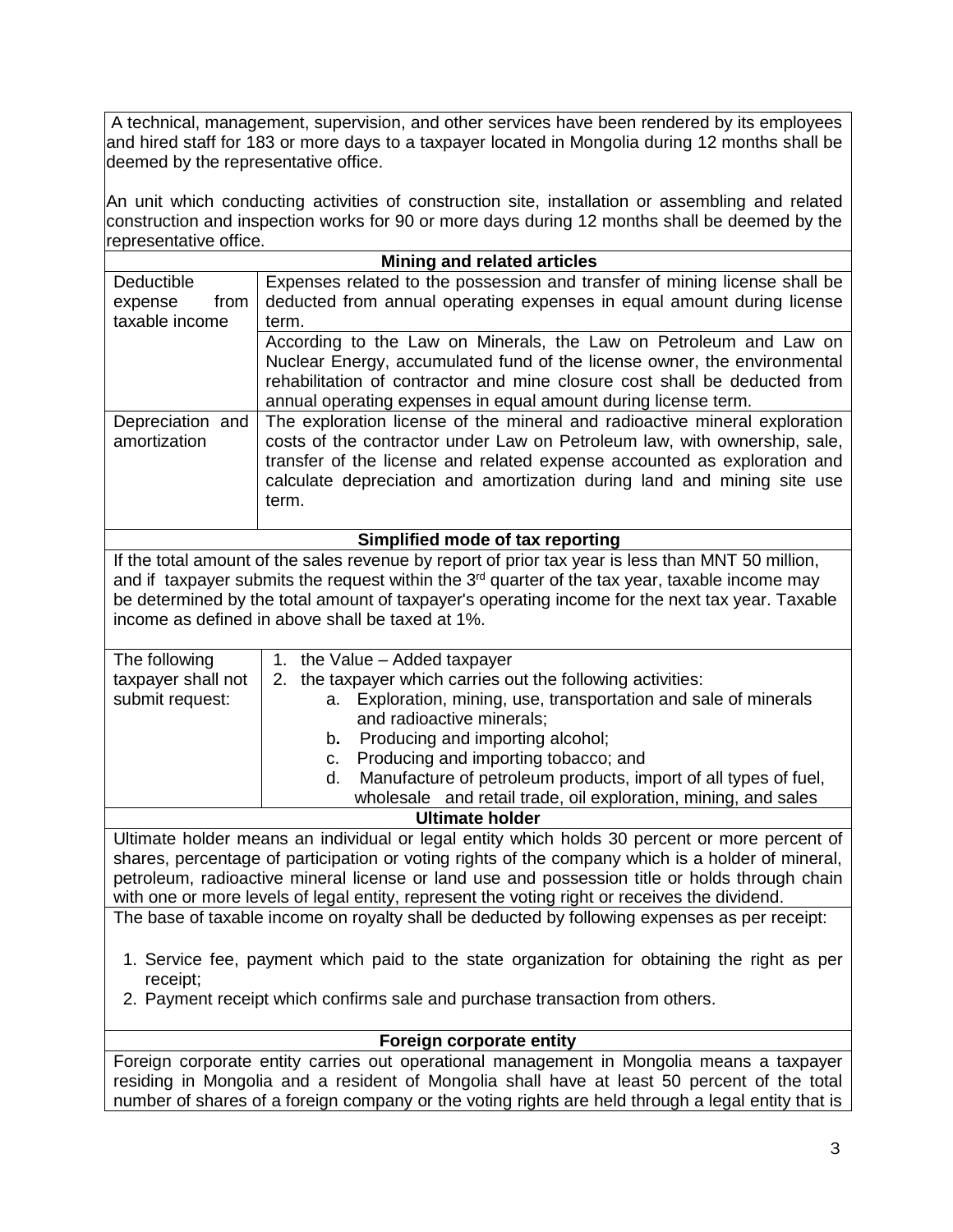A technical, management, supervision, and other services have been rendered by its employees and hired staff for 183 or more days to a taxpayer located in Mongolia during 12 months shall be deemed by the representative office.

An unit which conducting activities of construction site, installation or assembling and related construction and inspection works for 90 or more days during 12 months shall be deemed by the representative office.

**Mining and related articles**

| | |
|---|---|
| Deductible expense from taxable income | Expenses related to the possession and transfer of mining license shall be deducted from annual operating expenses in equal amount during license term. |
| | According to the Law on Minerals, the Law on Petroleum and Law on Nuclear Energy, accumulated fund of the license owner, the environmental rehabilitation of contractor and mine closure cost shall be deducted from annual operating expenses in equal amount during license term. |
| Depreciation and amortization | The exploration license of the mineral and radioactive mineral exploration costs of the contractor under Law on Petroleum law, with ownership, sale, transfer of the license and related expense accounted as exploration and calculate depreciation and amortization during land and mining site use term. |

**Simplified mode of tax reporting**

If the total amount of the sales revenue by report of prior tax year is less than MNT 50 million, and if taxpayer submits the request within the 3rd quarter of the tax year, taxable income may be determined by the total amount of taxpayer's operating income for the next tax year. Taxable income as defined in above shall be taxed at 1%.

| | |
|---|---|
| The following taxpayer shall not submit request: | 1. the Value – Added taxpayer<br>2. the taxpayer which carries out the following activities:<br>a. Exploration, mining, use, transportation and sale of minerals and radioactive minerals;<br>b. Producing and importing alcohol;<br>c. Producing and importing tobacco; and<br>d. Manufacture of petroleum products, import of all types of fuel, wholesale and retail trade, oil exploration, mining, and sales |

**Ultimate holder**

Ultimate holder means an individual or legal entity which holds 30 percent or more percent of shares, percentage of participation or voting rights of the company which is a holder of mineral, petroleum, radioactive mineral license or land use and possession title or holds through chain with one or more levels of legal entity, represent the voting right or receives the dividend.

The base of taxable income on royalty shall be deducted by following expenses as per receipt:

1. Service fee, payment which paid to the state organization for obtaining the right as per receipt;
2. Payment receipt which confirms sale and purchase transaction from others.

**Foreign corporate entity**

Foreign corporate entity carries out operational management in Mongolia means a taxpayer residing in Mongolia and a resident of Mongolia shall have at least 50 percent of the total number of shares of a foreign company or the voting rights are held through a legal entity that is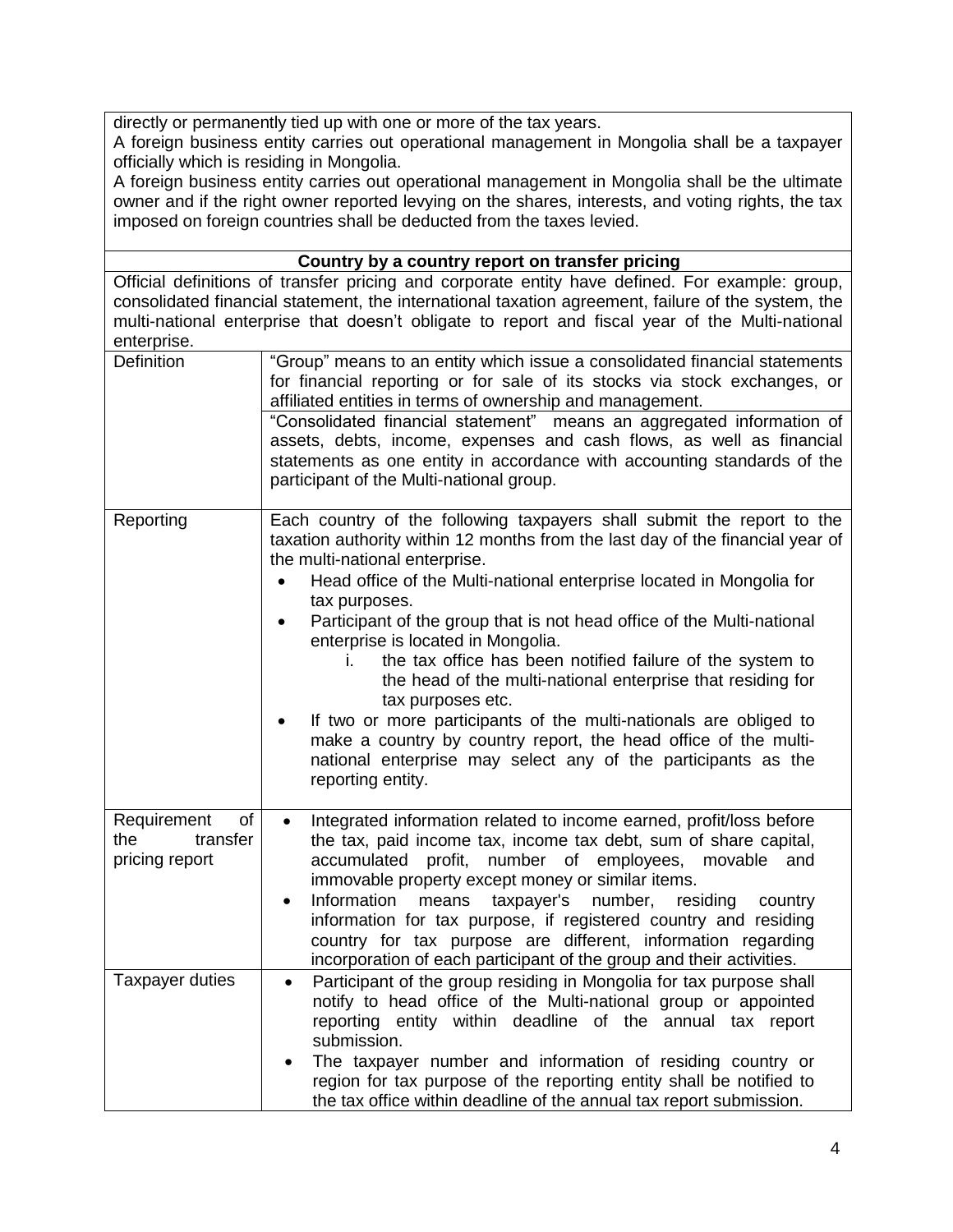directly or permanently tied up with one or more of the tax years.

A foreign business entity carries out operational management in Mongolia shall be a taxpayer officially which is residing in Mongolia.

A foreign business entity carries out operational management in Mongolia shall be the ultimate owner and if the right owner reported levying on the shares, interests, and voting rights, the tax imposed on foreign countries shall be deducted from the taxes levied.

**Country by a country report on transfer pricing**

Official definitions of transfer pricing and corporate entity have defined. For example: group, consolidated financial statement, the international taxation agreement, failure of the system, the multi-national enterprise that doesn't obligate to report and fiscal year of the Multi-national enterprise.

| | |
|---|---|
| Definition | "Group" means to an entity which issue a consolidated financial statements for financial reporting or for sale of its stocks via stock exchanges, or affiliated entities in terms of ownership and management. |
| | "Consolidated financial statement" means an aggregated information of assets, debts, income, expenses and cash flows, as well as financial statements as one entity in accordance with accounting standards of the participant of the Multi-national group. |
| Reporting | Each country of the following taxpayers shall submit the report to the taxation authority within 12 months from the last day of the financial year of the multi-national enterprise.<br>• Head office of the Multi-national enterprise located in Mongolia for tax purposes.<br>• Participant of the group that is not head office of the Multi-national enterprise is located in Mongolia.<br>&nbsp;&nbsp;&nbsp;&nbsp;i. the tax office has been notified failure of the system to the head of the multi-national enterprise that residing for tax purposes etc.<br>• If two or more participants of the multi-nationals are obliged to make a country by country report, the head office of the multi-national enterprise may select any of the participants as the reporting entity. |
| Requirement of the transfer pricing report | • Integrated information related to income earned, profit/loss before the tax, paid income tax, income tax debt, sum of share capital, accumulated profit, number of employees, movable and immovable property except money or similar items.<br>• Information means taxpayer's number, residing country information for tax purpose, if registered country and residing country for tax purpose are different, information regarding incorporation of each participant of the group and their activities. |
| Taxpayer duties | • Participant of the group residing in Mongolia for tax purpose shall notify to head office of the Multi-national group or appointed reporting entity within deadline of the annual tax report submission.<br>• The taxpayer number and information of residing country or region for tax purpose of the reporting entity shall be notified to the tax office within deadline of the annual tax report submission. |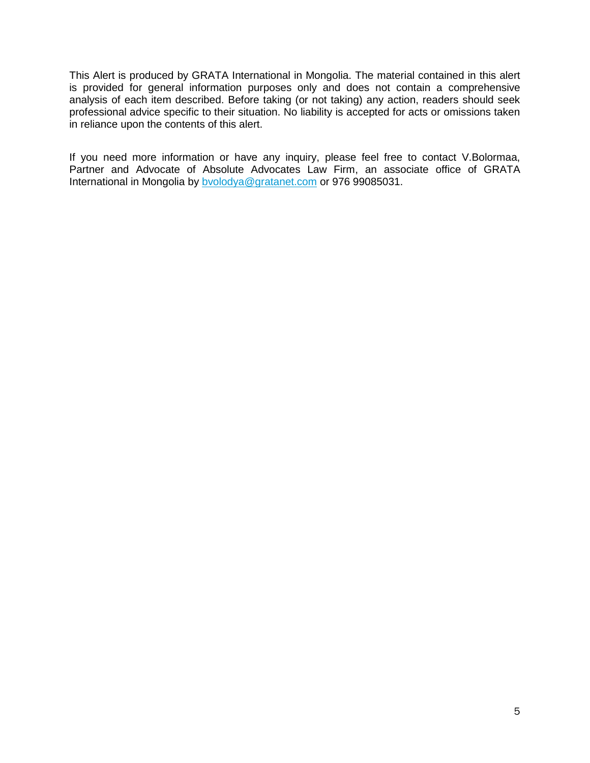This Alert is produced by GRATA International in Mongolia. The material contained in this alert is provided for general information purposes only and does not contain a comprehensive analysis of each item described. Before taking (or not taking) any action, readers should seek professional advice specific to their situation. No liability is accepted for acts or omissions taken in reliance upon the contents of this alert.

If you need more information or have any inquiry, please feel free to contact V.Bolormaa, Partner and Advocate of Absolute Advocates Law Firm, an associate office of GRATA International in Mongolia by [bvolodya@gratanet.com](mailto:bvolodya@gratanet.com) or 976 99085031.